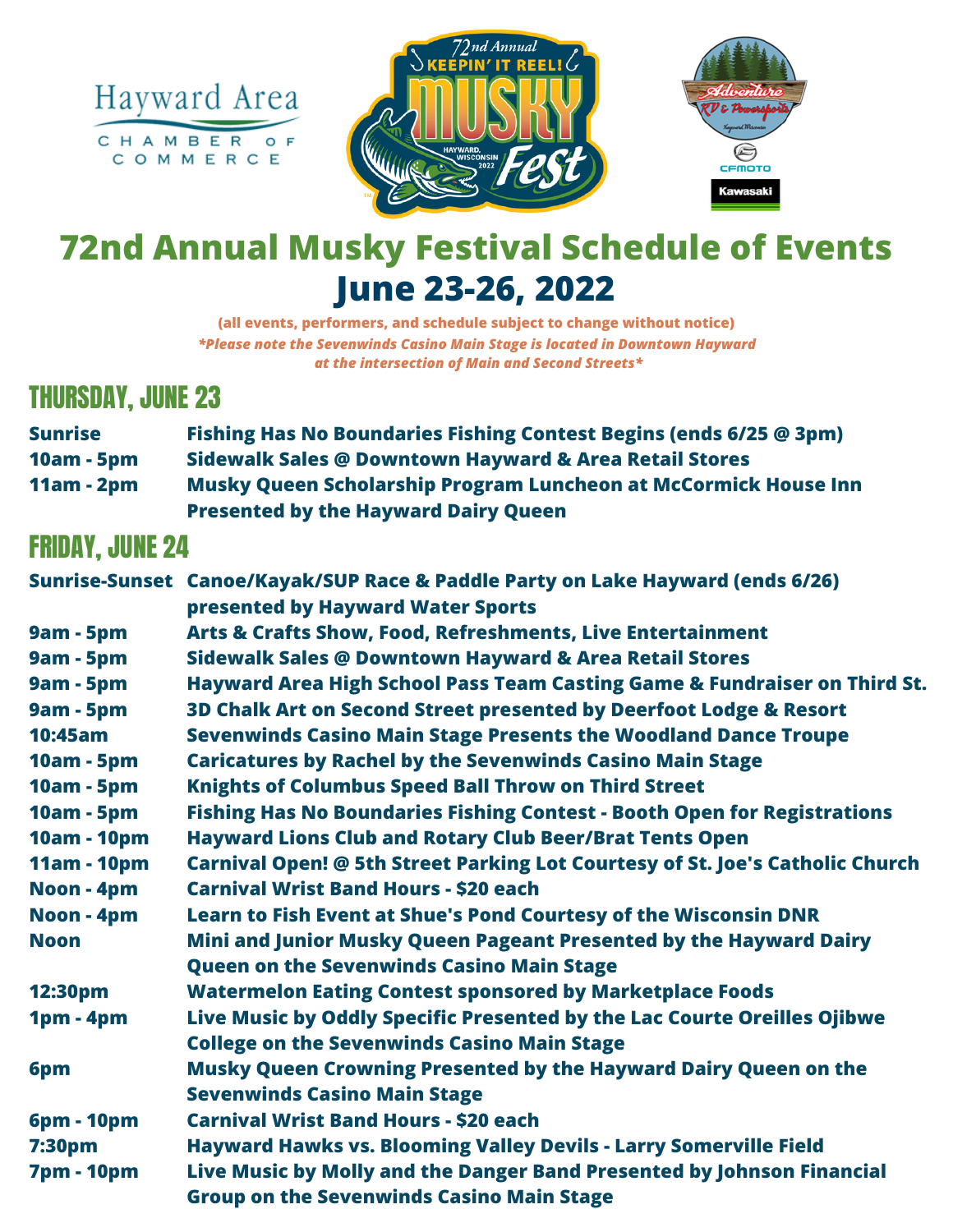Hayward Area CHAMBER OF COMMERCE

72nd Annual KEEPIN' IT REEL! MUSKY Fest HAYWARD, WISCONSIN 2022

Adventure RV & Powersports Hayward Wisconsin CFMOTO Kawasaki

# 72nd Annual Musky Festival Schedule of Events

# June 23-26, 2022

**(all events, performers, and schedule subject to change without notice)**

***\*Please note the Sevenwinds Casino Main Stage is located in Downtown Hayward at the intersection of Main and Second Streets\****

## THURSDAY, JUNE 23

| | |
|---|---|
| **Sunrise** | **Fishing Has No Boundaries Fishing Contest Begins (ends 6/25 @ 3pm)** |
| **10am - 5pm** | **Sidewalk Sales @ Downtown Hayward & Area Retail Stores** |
| **11am - 2pm** | **Musky Queen Scholarship Program Luncheon at McCormick House Inn Presented by the Hayward Dairy Queen** |

## FRIDAY, JUNE 24

| | |
|---|---|
| **Sunrise-Sunset** | **Canoe/Kayak/SUP Race & Paddle Party on Lake Hayward (ends 6/26) presented by Hayward Water Sports** |
| **9am - 5pm** | **Arts & Crafts Show, Food, Refreshments, Live Entertainment** |
| **9am - 5pm** | **Sidewalk Sales @ Downtown Hayward & Area Retail Stores** |
| **9am - 5pm** | **Hayward Area High School Pass Team Casting Game & Fundraiser on Third St.** |
| **9am - 5pm** | **3D Chalk Art on Second Street presented by Deerfoot Lodge & Resort** |
| **10:45am** | **Sevenwinds Casino Main Stage Presents the Woodland Dance Troupe** |
| **10am - 5pm** | **Caricatures by Rachel by the Sevenwinds Casino Main Stage** |
| **10am - 5pm** | **Knights of Columbus Speed Ball Throw on Third Street** |
| **10am - 5pm** | **Fishing Has No Boundaries Fishing Contest - Booth Open for Registrations** |
| **10am - 10pm** | **Hayward Lions Club and Rotary Club Beer/Brat Tents Open** |
| **11am - 10pm** | **Carnival Open! @ 5th Street Parking Lot Courtesy of St. Joe's Catholic Church** |
| **Noon - 4pm** | **Carnival Wrist Band Hours - $20 each** |
| **Noon - 4pm** | **Learn to Fish Event at Shue's Pond Courtesy of the Wisconsin DNR** |
| **Noon** | **Mini and Junior Musky Queen Pageant Presented by the Hayward Dairy Queen on the Sevenwinds Casino Main Stage** |
| **12:30pm** | **Watermelon Eating Contest sponsored by Marketplace Foods** |
| **1pm - 4pm** | **Live Music by Oddly Specific Presented by the Lac Courte Oreilles Ojibwe College on the Sevenwinds Casino Main Stage** |
| **6pm** | **Musky Queen Crowning Presented by the Hayward Dairy Queen on the Sevenwinds Casino Main Stage** |
| **6pm - 10pm** | **Carnival Wrist Band Hours - $20 each** |
| **7:30pm** | **Hayward Hawks vs. Blooming Valley Devils - Larry Somerville Field** |
| **7pm - 10pm** | **Live Music by Molly and the Danger Band Presented by Johnson Financial Group on the Sevenwinds Casino Main Stage** |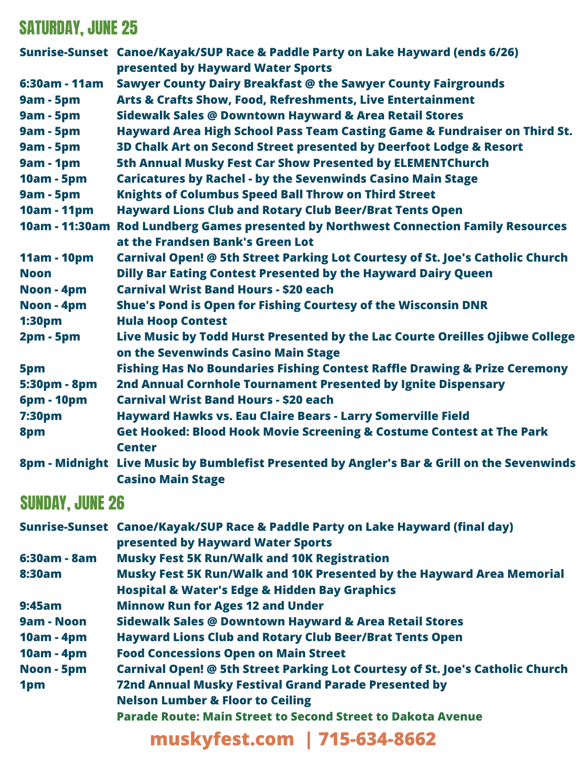## SATURDAY, JUNE 25

| | |
|---|---|
| **Sunrise-Sunset** | **Canoe/Kayak/SUP Race & Paddle Party on Lake Hayward (ends 6/26) presented by Hayward Water Sports** |
| **6:30am - 11am** | **Sawyer County Dairy Breakfast @ the Sawyer County Fairgrounds** |
| **9am - 5pm** | **Arts & Crafts Show, Food, Refreshments, Live Entertainment** |
| **9am - 5pm** | **Sidewalk Sales @ Downtown Hayward & Area Retail Stores** |
| **9am - 5pm** | **Hayward Area High School Pass Team Casting Game & Fundraiser on Third St.** |
| **9am - 5pm** | **3D Chalk Art on Second Street presented by Deerfoot Lodge & Resort** |
| **9am - 1pm** | **5th Annual Musky Fest Car Show Presented by ELEMENTChurch** |
| **10am - 5pm** | **Caricatures by Rachel - by the Sevenwinds Casino Main Stage** |
| **9am - 5pm** | **Knights of Columbus Speed Ball Throw on Third Street** |
| **10am - 11pm** | **Hayward Lions Club and Rotary Club Beer/Brat Tents Open** |
| **10am - 11:30am** | **Rod Lundberg Games presented by Northwest Connection Family Resources at the Frandsen Bank's Green Lot** |
| **11am - 10pm** | **Carnival Open! @ 5th Street Parking Lot Courtesy of St. Joe's Catholic Church** |
| **Noon** | **Dilly Bar Eating Contest Presented by the Hayward Dairy Queen** |
| **Noon - 4pm** | **Carnival Wrist Band Hours - $20 each** |
| **Noon - 4pm** | **Shue's Pond is Open for Fishing Courtesy of the Wisconsin DNR** |
| **1:30pm** | **Hula Hoop Contest** |
| **2pm - 5pm** | **Live Music by Todd Hurst Presented by the Lac Courte Oreilles Ojibwe College on the Sevenwinds Casino Main Stage** |
| **5pm** | **Fishing Has No Boundaries Fishing Contest Raffle Drawing & Prize Ceremony** |
| **5:30pm - 8pm** | **2nd Annual Cornhole Tournament Presented by Ignite Dispensary** |
| **6pm - 10pm** | **Carnival Wrist Band Hours - $20 each** |
| **7:30pm** | **Hayward Hawks vs. Eau Claire Bears - Larry Somerville Field** |
| **8pm** | **Get Hooked: Blood Hook Movie Screening & Costume Contest at The Park Center** |
| **8pm - Midnight** | **Live Music by Bumblefist Presented by Angler's Bar & Grill on the Sevenwinds Casino Main Stage** |

## SUNDAY, JUNE 26

| | |
|---|---|
| **Sunrise-Sunset** | **Canoe/Kayak/SUP Race & Paddle Party on Lake Hayward (final day) presented by Hayward Water Sports** |
| **6:30am - 8am** | **Musky Fest 5K Run/Walk and 10K Registration** |
| **8:30am** | **Musky Fest 5K Run/Walk and 10K Presented by the Hayward Area Memorial Hospital & Water's Edge & Hidden Bay Graphics** |
| **9:45am** | **Minnow Run for Ages 12 and Under** |
| **9am - Noon** | **Sidewalk Sales @ Downtown Hayward & Area Retail Stores** |
| **10am - 4pm** | **Hayward Lions Club and Rotary Club Beer/Brat Tents Open** |
| **10am - 4pm** | **Food Concessions Open on Main Street** |
| **Noon - 5pm** | **Carnival Open! @ 5th Street Parking Lot Courtesy of St. Joe's Catholic Church** |
| **1pm** | **72nd Annual Musky Festival Grand Parade Presented by Nelson Lumber & Floor to Ceiling** |
| | **Parade Route: Main Street to Second Street to Dakota Avenue** |

**muskyfest.com | 715-634-8662**